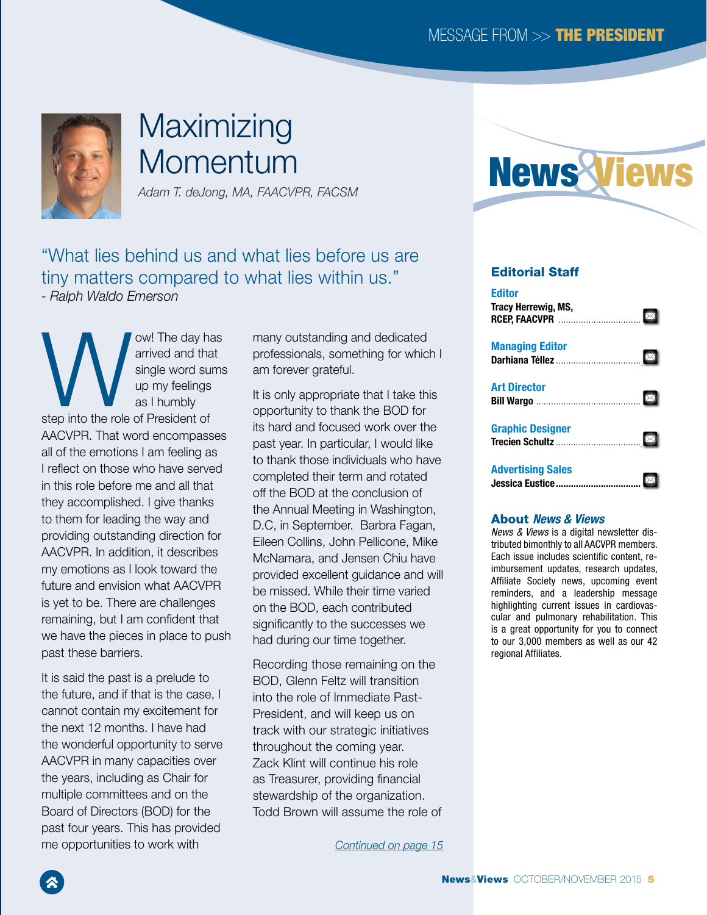# Maximizing Momentum

*Adam T. deJong, MA, FAACVPR, FACSM*

"What lies behind us and what lies before us are tiny matters compared to what lies within us."
*- Ralph Waldo Emerson*

Wow! The day has arrived and that single word sums up my feelings as I humbly step into the role of President of AACVPR. That word encompasses all of the emotions I am feeling as I reflect on those who have served in this role before me and all that they accomplished. I give thanks to them for leading the way and providing outstanding direction for AACVPR. In addition, it describes my emotions as I look toward the future and envision what AACVPR is yet to be. There are challenges remaining, but I am confident that we have the pieces in place to push past these barriers.

It is said the past is a prelude to the future, and if that is the case, I cannot contain my excitement for the next 12 months. I have had the wonderful opportunity to serve AACVPR in many capacities over the years, including as Chair for multiple committees and on the Board of Directors (BOD) for the past four years. This has provided me opportunities to work with many outstanding and dedicated professionals, something for which I am forever grateful.

It is only appropriate that I take this opportunity to thank the BOD for its hard and focused work over the past year. In particular, I would like to thank those individuals who have completed their term and rotated off the BOD at the conclusion of the Annual Meeting in Washington, D.C, in September. Barbra Fagan, Eileen Collins, John Pellicone, Mike McNamara, and Jensen Chiu have provided excellent guidance and will be missed. While their time varied on the BOD, each contributed significantly to the successes we had during our time together.

Recording those remaining on the BOD, Glenn Feltz will transition into the role of Immediate Past-President, and will keep us on track with our strategic initiatives throughout the coming year. Zack Klint will continue his role as Treasurer, providing financial stewardship of the organization. Todd Brown will assume the role of

*Continued on page 15*

## News & Views

### Editorial Staff

**Editor**
**Tracy Herrewig, MS, RCEP, FAACVPR**

**Managing Editor**
**Darhiana Téllez**

**Art Director**
**Bill Wargo**

**Graphic Designer**
**Trecien Schultz**

**Advertising Sales**
**Jessica Eustice**

### About *News & Views*

*News & Views* is a digital newsletter distributed bimonthly to all AACVPR members. Each issue includes scientific content, reimbursement updates, research updates, Affiliate Society news, upcoming event reminders, and a leadership message highlighting current issues in cardiovascular and pulmonary rehabilitation. This is a great opportunity for you to connect to our 3,000 members as well as our 42 regional Affiliates.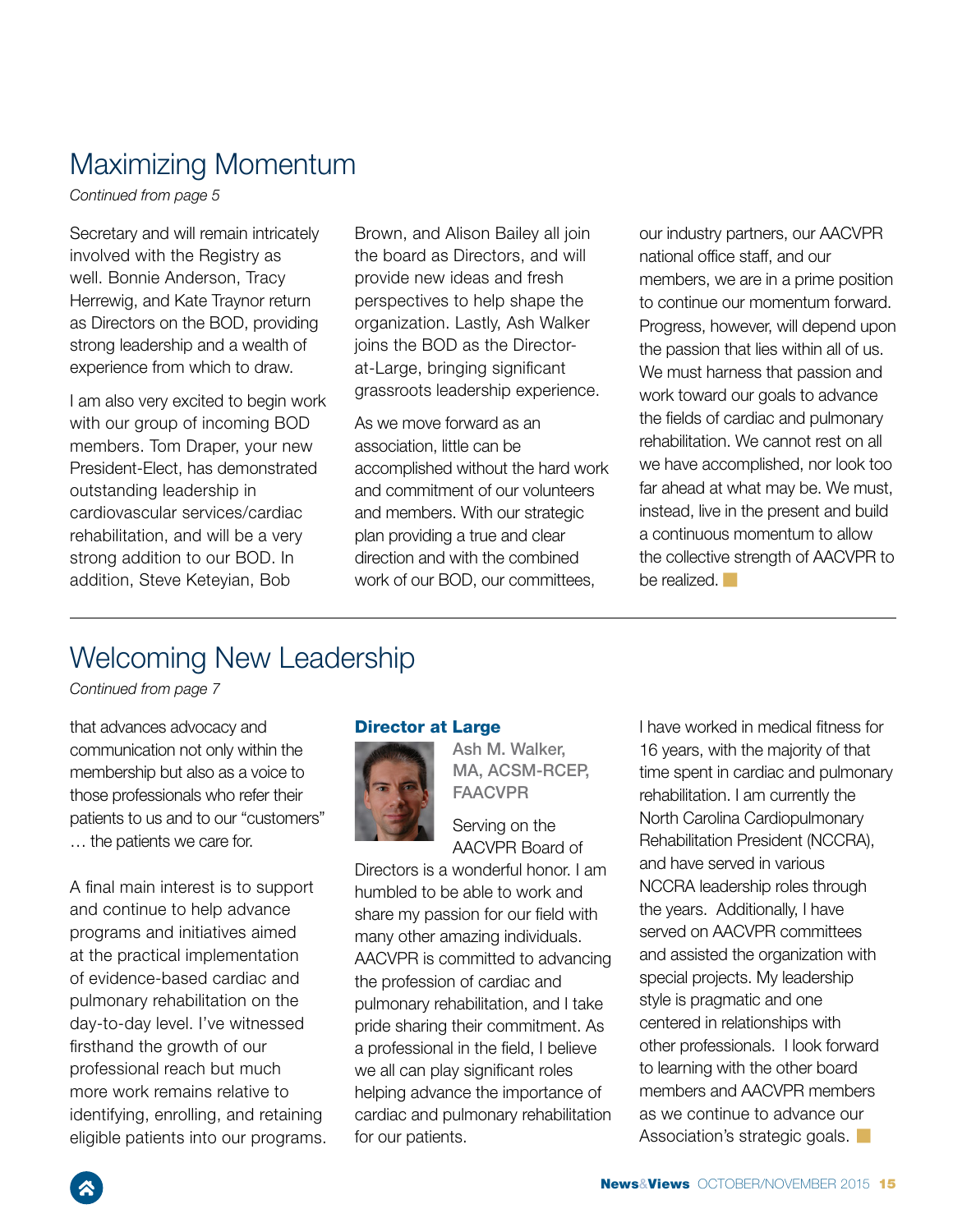## Maximizing Momentum

*Continued from page 5*

Secretary and will remain intricately involved with the Registry as well. Bonnie Anderson, Tracy Herrewig, and Kate Traynor return as Directors on the BOD, providing strong leadership and a wealth of experience from which to draw.

I am also very excited to begin work with our group of incoming BOD members. Tom Draper, your new President-Elect, has demonstrated outstanding leadership in cardiovascular services/cardiac rehabilitation, and will be a very strong addition to our BOD. In addition, Steve Keteyian, Bob Brown, and Alison Bailey all join the board as Directors, and will provide new ideas and fresh perspectives to help shape the organization. Lastly, Ash Walker joins the BOD as the Director-at-Large, bringing significant grassroots leadership experience.

As we move forward as an association, little can be accomplished without the hard work and commitment of our volunteers and members. With our strategic plan providing a true and clear direction and with the combined work of our BOD, our committees, our industry partners, our AACVPR national office staff, and our members, we are in a prime position to continue our momentum forward. Progress, however, will depend upon the passion that lies within all of us. We must harness that passion and work toward our goals to advance the fields of cardiac and pulmonary rehabilitation. We cannot rest on all we have accomplished, nor look too far ahead at what may be. We must, instead, live in the present and build a continuous momentum to allow the collective strength of AACVPR to be realized.

---

## Welcoming New Leadership

*Continued from page 7*

that advances advocacy and communication not only within the membership but also as a voice to those professionals who refer their patients to us and to our "customers" … the patients we care for.

A final main interest is to support and continue to help advance programs and initiatives aimed at the practical implementation of evidence-based cardiac and pulmonary rehabilitation on the day-to-day level. I've witnessed firsthand the growth of our professional reach but much more work remains relative to identifying, enrolling, and retaining eligible patients into our programs.

### Director at Large

**Ash M. Walker, MA, ACSM-RCEP, FAACVPR**

Serving on the AACVPR Board of Directors is a wonderful honor. I am humbled to be able to work and share my passion for our field with many other amazing individuals. AACVPR is committed to advancing the profession of cardiac and pulmonary rehabilitation, and I take pride sharing their commitment. As a professional in the field, I believe we all can play significant roles helping advance the importance of cardiac and pulmonary rehabilitation for our patients.

I have worked in medical fitness for 16 years, with the majority of that time spent in cardiac and pulmonary rehabilitation. I am currently the North Carolina Cardiopulmonary Rehabilitation President (NCCRA), and have served in various NCCRA leadership roles through the years. Additionally, I have served on AACVPR committees and assisted the organization with special projects. My leadership style is pragmatic and one centered in relationships with other professionals. I look forward to learning with the other board members and AACVPR members as we continue to advance our Association's strategic goals.